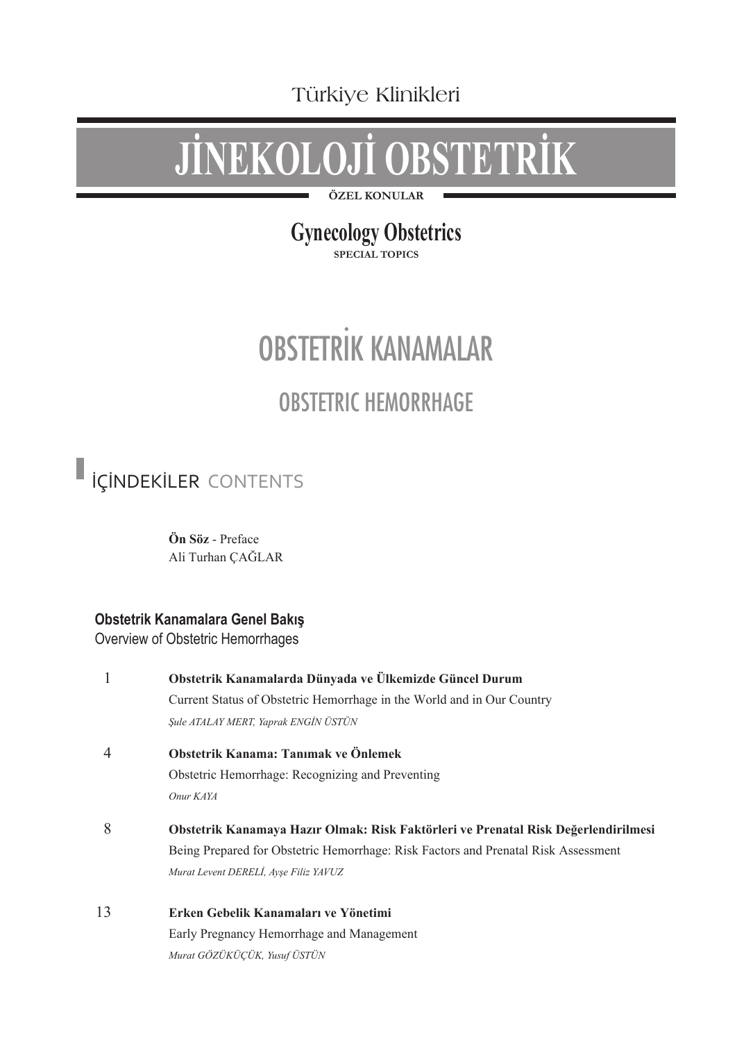Türkiye Klinikleri

# JİNEKOLOJİ OBSTETRİK

**ÖZEL KONULAR**

## Gynecology Obstetrics

**SPECIAL TOPICS**

# OBSTETRİK KANAMALAR

## OBSTETRIC HEMORRHAGE

## İÇİNDEKİLER CONTENTS

**Ön Söz** - Preface
Ali Turhan ÇAĞLAR

### Obstetrik Kanamalara Genel Bakış
Overview of Obstetric Hemorrhages

1 **Obstetrik Kanamalarda Dünyada ve Ülkemizde Güncel Durum**
Current Status of Obstetric Hemorrhage in the World and in Our Country
*Şule ATALAY MERT, Yaprak ENGİN ÜSTÜN*

4 **Obstetrik Kanama: Tanımak ve Önlemek**
Obstetric Hemorrhage: Recognizing and Preventing
*Onur KAYA*

8 **Obstetrik Kanamaya Hazır Olmak: Risk Faktörleri ve Prenatal Risk Değerlendirilmesi**
Being Prepared for Obstetric Hemorrhage: Risk Factors and Prenatal Risk Assessment
*Murat Levent DERELİ, Ayşe Filiz YAVUZ*

13 **Erken Gebelik Kanamaları ve Yönetimi**
Early Pregnancy Hemorrhage and Management
*Murat GÖZÜKÜÇÜK, Yusuf ÜSTÜN*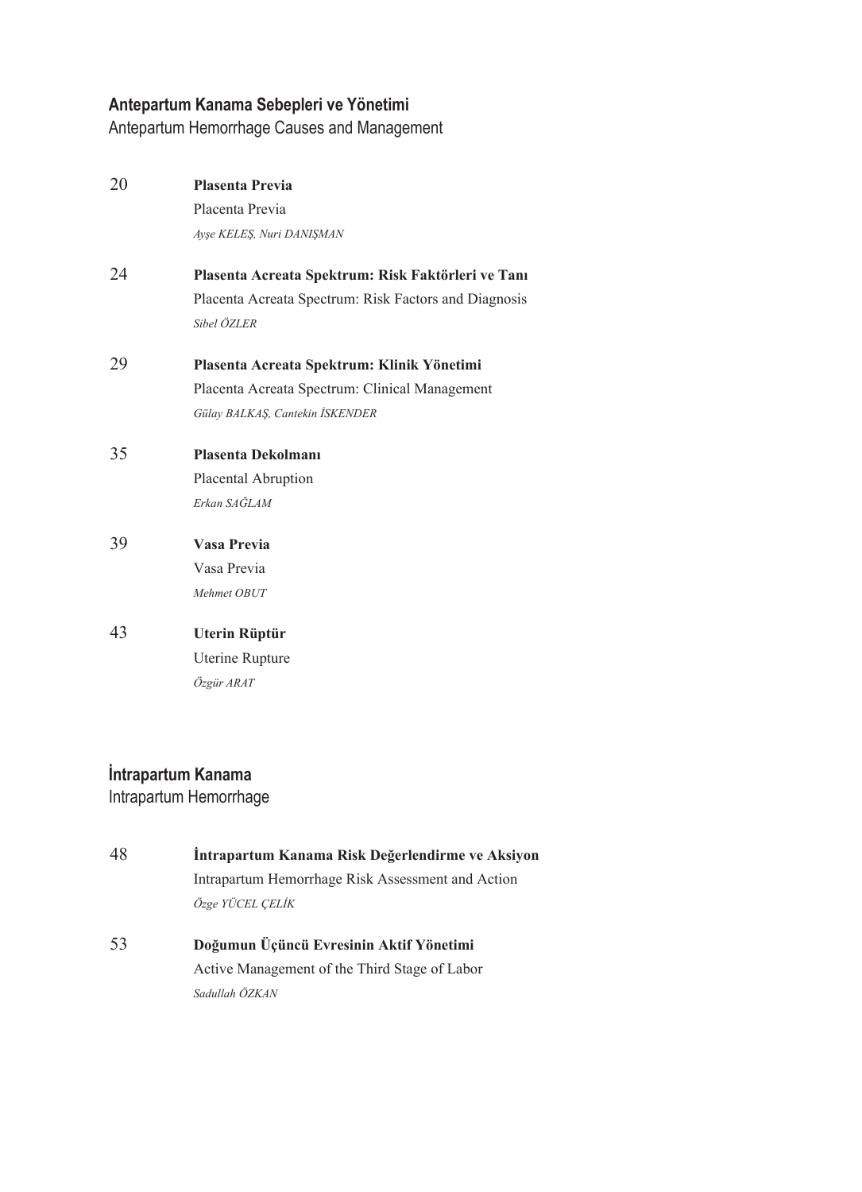## Antepartum Kanama Sebepleri ve Yönetimi
Antepartum Hemorrhage Causes and Management

20 **Plasenta Previa**
Placenta Previa
*Ayşe KELEŞ, Nuri DANIŞMAN*

24 **Plasenta Acreata Spektrum: Risk Faktörleri ve Tanı**
Placenta Acreata Spectrum: Risk Factors and Diagnosis
*Sibel ÖZLER*

29 **Plasenta Acreata Spektrum: Klinik Yönetimi**
Placenta Acreata Spectrum: Clinical Management
*Gülay BALKAŞ, Cantekin İSKENDER*

35 **Plasenta Dekolmanı**
Placental Abruption
*Erkan SAĞLAM*

39 **Vasa Previa**
Vasa Previa
*Mehmet OBUT*

43 **Uterin Rüptür**
Uterine Rupture
*Özgür ARAT*

## İntrapartum Kanama
Intrapartum Hemorrhage

48 **İntrapartum Kanama Risk Değerlendirme ve Aksiyon**
Intrapartum Hemorrhage Risk Assessment and Action
*Özge YÜCEL ÇELİK*

53 **Doğumun Üçüncü Evresinin Aktif Yönetimi**
Active Management of the Third Stage of Labor
*Sadullah ÖZKAN*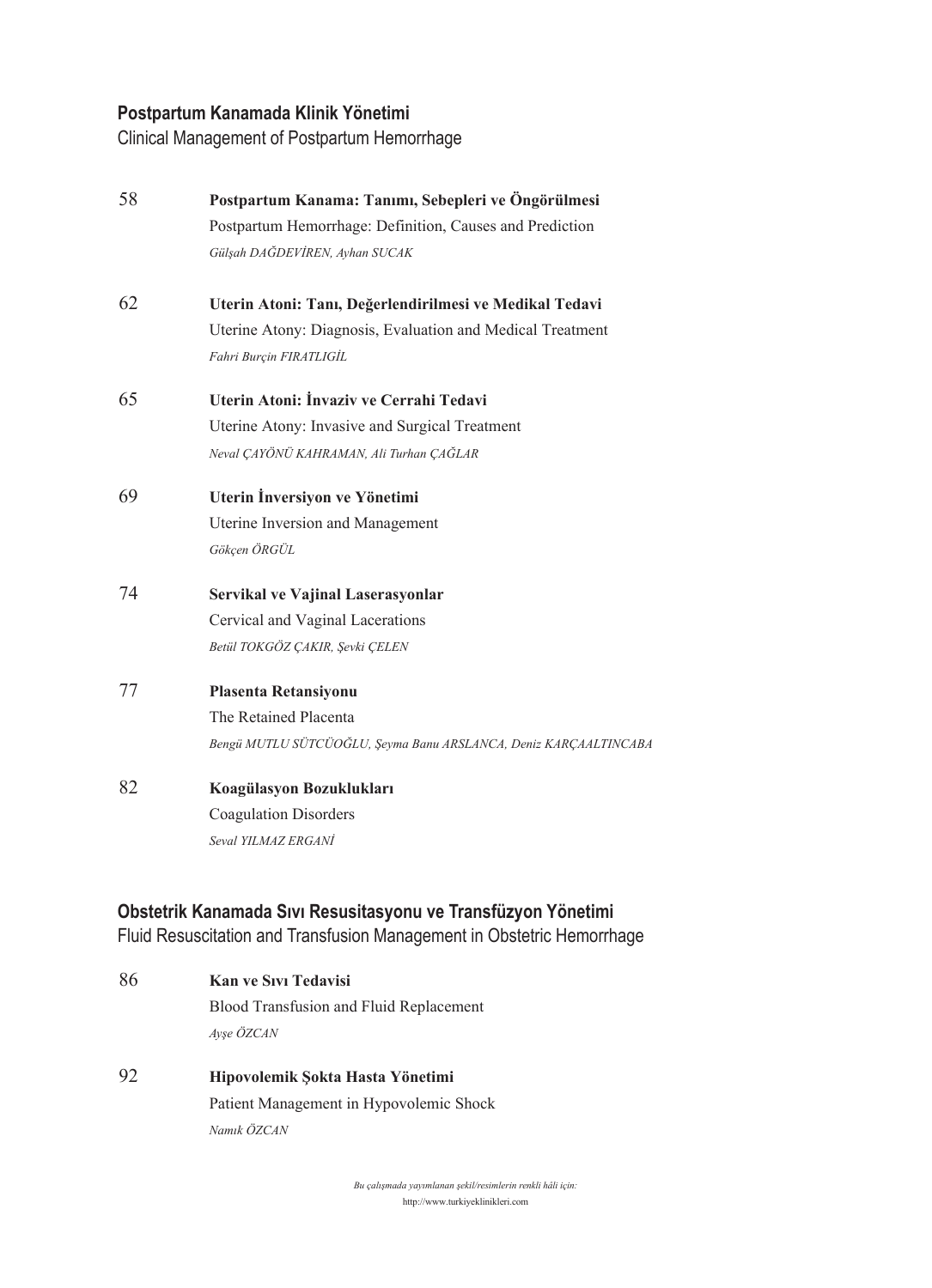## Postpartum Kanamada Klinik Yönetimi

Clinical Management of Postpartum Hemorrhage

58 **Postpartum Kanama: Tanımı, Sebepleri ve Öngörülmesi**
Postpartum Hemorrhage: Definition, Causes and Prediction
*Gülşah DAĞDEVİREN, Ayhan SUCAK*

62 **Uterin Atoni: Tanı, Değerlendirilmesi ve Medikal Tedavi**
Uterine Atony: Diagnosis, Evaluation and Medical Treatment
*Fahri Burçin FIRATLIGİL*

65 **Uterin Atoni: İnvaziv ve Cerrahi Tedavi**
Uterine Atony: Invasive and Surgical Treatment
*Neval ÇAYÖNÜ KAHRAMAN, Ali Turhan ÇAĞLAR*

69 **Uterin İnversiyon ve Yönetimi**
Uterine Inversion and Management
*Gökçen ÖRGÜL*

74 **Servikal ve Vajinal Laserasyonlar**
Cervical and Vaginal Lacerations
*Betül TOKGÖZ ÇAKIR, Şevki ÇELEN*

77 **Plasenta Retansiyonu**
The Retained Placenta
*Bengü MUTLU SÜTCÜOĞLU, Şeyma Banu ARSLANCA, Deniz KARÇAALTINCABA*

82 **Koagülasyon Bozuklukları**
Coagulation Disorders
*Seval YILMAZ ERGANİ*

## Obstetrik Kanamada Sıvı Resusitasyonu ve Transfüzyon Yönetimi

Fluid Resuscitation and Transfusion Management in Obstetric Hemorrhage

86 **Kan ve Sıvı Tedavisi**
Blood Transfusion and Fluid Replacement
*Ayşe ÖZCAN*

92 **Hipovolemik Şokta Hasta Yönetimi**
Patient Management in Hypovolemic Shock
*Namık ÖZCAN*

*Bu çalışmada yayımlanan şekil/resimlerin renkli hâli için:*
http://www.turkiyeklinikleri.com